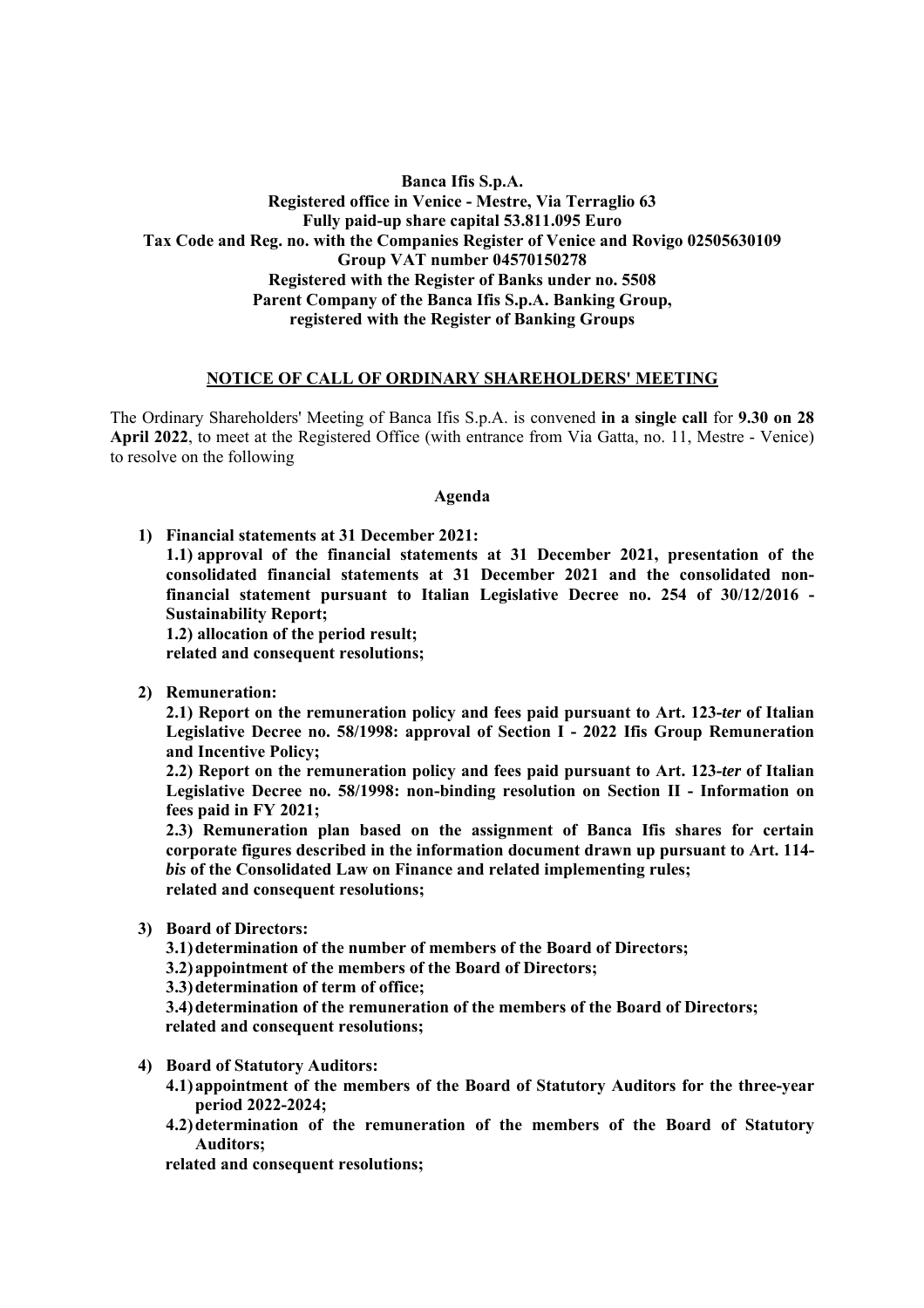**Banca Ifis S.p.A.**
**Registered office in Venice - Mestre, Via Terraglio 63**
**Fully paid-up share capital 53.811.095 Euro**
**Tax Code and Reg. no. with the Companies Register of Venice and Rovigo 02505630109**
**Group VAT number 04570150278**
**Registered with the Register of Banks under no. 5508**
**Parent Company of the Banca Ifis S.p.A. Banking Group,**
**registered with the Register of Banking Groups**

# NOTICE OF CALL OF ORDINARY SHAREHOLDERS' MEETING

The Ordinary Shareholders' Meeting of Banca Ifis S.p.A. is convened **in a single call** for **9.30 on 28 April 2022**, to meet at the Registered Office (with entrance from Via Gatta, no. 11, Mestre - Venice) to resolve on the following

## Agenda

1) **Financial statements at 31 December 2021:**
   **1.1) approval of the financial statements at 31 December 2021, presentation of the consolidated financial statements at 31 December 2021 and the consolidated non-financial statement pursuant to Italian Legislative Decree no. 254 of 30/12/2016 - Sustainability Report;**
   **1.2) allocation of the period result;**
   **related and consequent resolutions;**

2) **Remuneration:**
   **2.1) Report on the remuneration policy and fees paid pursuant to Art. 123-*ter* of Italian Legislative Decree no. 58/1998: approval of Section I - 2022 Ifis Group Remuneration and Incentive Policy;**
   **2.2) Report on the remuneration policy and fees paid pursuant to Art. 123-*ter* of Italian Legislative Decree no. 58/1998: non-binding resolution on Section II - Information on fees paid in FY 2021;**
   **2.3) Remuneration plan based on the assignment of Banca Ifis shares for certain corporate figures described in the information document drawn up pursuant to Art. 114-*bis* of the Consolidated Law on Finance and related implementing rules;**
   **related and consequent resolutions;**

3) **Board of Directors:**
   **3.1) determination of the number of members of the Board of Directors;**
   **3.2) appointment of the members of the Board of Directors;**
   **3.3) determination of term of office;**
   **3.4) determination of the remuneration of the members of the Board of Directors;**
   **related and consequent resolutions;**

4) **Board of Statutory Auditors:**
   **4.1) appointment of the members of the Board of Statutory Auditors for the three-year period 2022-2024;**
   **4.2) determination of the remuneration of the members of the Board of Statutory Auditors;**
   **related and consequent resolutions;**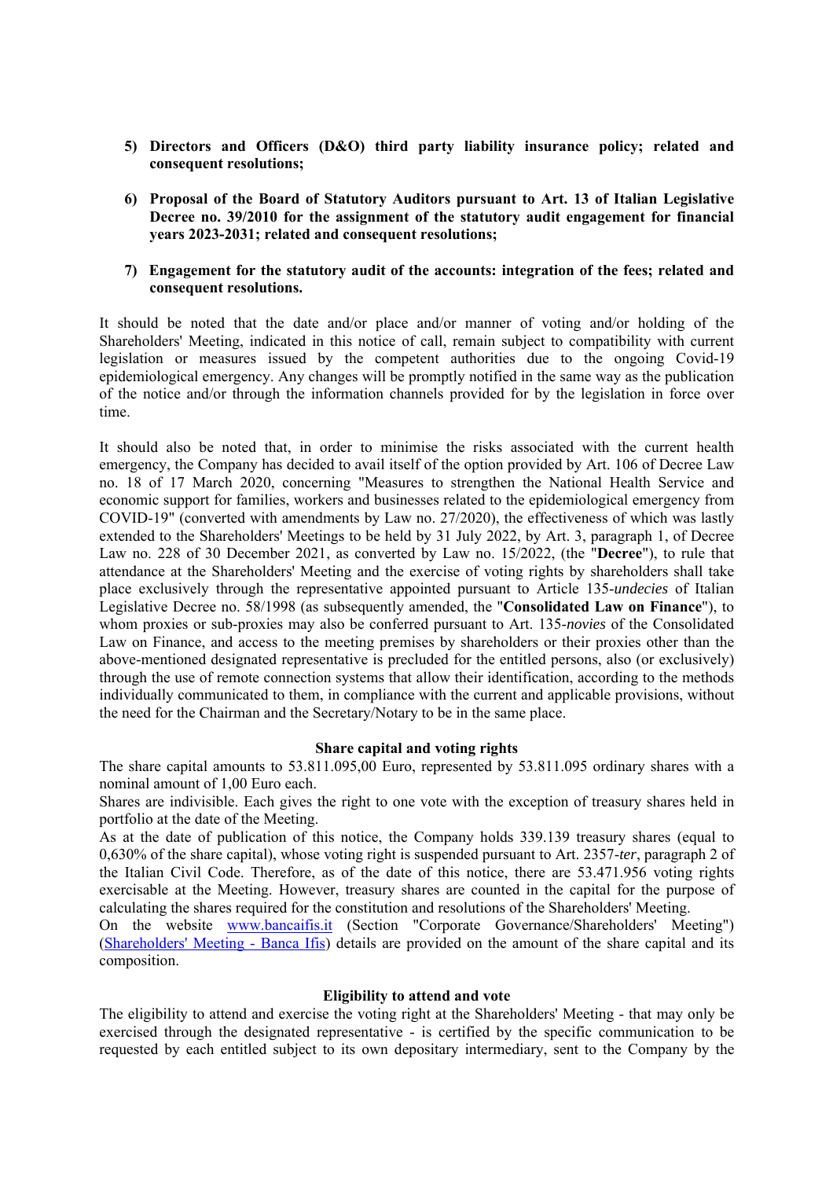5) **Directors and Officers (D&O) third party liability insurance policy; related and consequent resolutions;**

6) **Proposal of the Board of Statutory Auditors pursuant to Art. 13 of Italian Legislative Decree no. 39/2010 for the assignment of the statutory audit engagement for financial years 2023-2031; related and consequent resolutions;**

7) **Engagement for the statutory audit of the accounts: integration of the fees; related and consequent resolutions.**

It should be noted that the date and/or place and/or manner of voting and/or holding of the Shareholders' Meeting, indicated in this notice of call, remain subject to compatibility with current legislation or measures issued by the competent authorities due to the ongoing Covid-19 epidemiological emergency. Any changes will be promptly notified in the same way as the publication of the notice and/or through the information channels provided for by the legislation in force over time.

It should also be noted that, in order to minimise the risks associated with the current health emergency, the Company has decided to avail itself of the option provided by Art. 106 of Decree Law no. 18 of 17 March 2020, concerning "Measures to strengthen the National Health Service and economic support for families, workers and businesses related to the epidemiological emergency from COVID-19" (converted with amendments by Law no. 27/2020), the effectiveness of which was lastly extended to the Shareholders' Meetings to be held by 31 July 2022, by Art. 3, paragraph 1, of Decree Law no. 228 of 30 December 2021, as converted by Law no. 15/2022, (the "**Decree**"), to rule that attendance at the Shareholders' Meeting and the exercise of voting rights by shareholders shall take place exclusively through the representative appointed pursuant to Article 135-*undecies* of Italian Legislative Decree no. 58/1998 (as subsequently amended, the "**Consolidated Law on Finance**"), to whom proxies or sub-proxies may also be conferred pursuant to Art. 135-*novies* of the Consolidated Law on Finance, and access to the meeting premises by shareholders or their proxies other than the above-mentioned designated representative is precluded for the entitled persons, also (or exclusively) through the use of remote connection systems that allow their identification, according to the methods individually communicated to them, in compliance with the current and applicable provisions, without the need for the Chairman and the Secretary/Notary to be in the same place.

### Share capital and voting rights

The share capital amounts to 53.811.095,00 Euro, represented by 53.811.095 ordinary shares with a nominal amount of 1,00 Euro each.

Shares are indivisible. Each gives the right to one vote with the exception of treasury shares held in portfolio at the date of the Meeting.

As at the date of publication of this notice, the Company holds 339.139 treasury shares (equal to 0,630% of the share capital), whose voting right is suspended pursuant to Art. 2357-*ter*, paragraph 2 of the Italian Civil Code. Therefore, as of the date of this notice, there are 53.471.956 voting rights exercisable at the Meeting. However, treasury shares are counted in the capital for the purpose of calculating the shares required for the constitution and resolutions of the Shareholders' Meeting.

On the website www.bancaifis.it (Section "Corporate Governance/Shareholders' Meeting") (Shareholders' Meeting - Banca Ifis) details are provided on the amount of the share capital and its composition.

### Eligibility to attend and vote

The eligibility to attend and exercise the voting right at the Shareholders' Meeting - that may only be exercised through the designated representative - is certified by the specific communication to be requested by each entitled subject to its own depositary intermediary, sent to the Company by the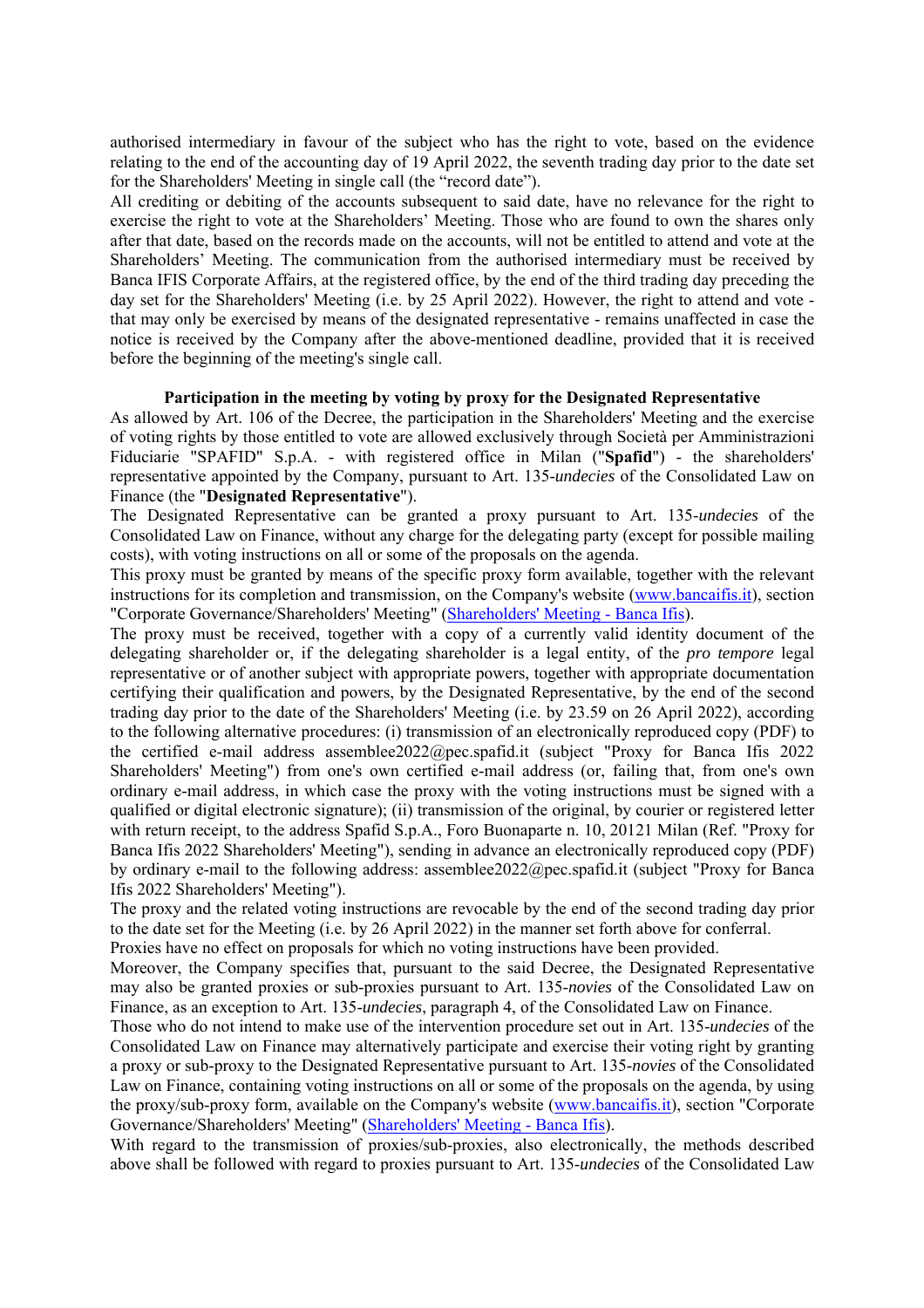authorised intermediary in favour of the subject who has the right to vote, based on the evidence relating to the end of the accounting day of 19 April 2022, the seventh trading day prior to the date set for the Shareholders' Meeting in single call (the "record date").

All crediting or debiting of the accounts subsequent to said date, have no relevance for the right to exercise the right to vote at the Shareholders' Meeting. Those who are found to own the shares only after that date, based on the records made on the accounts, will not be entitled to attend and vote at the Shareholders' Meeting. The communication from the authorised intermediary must be received by Banca IFIS Corporate Affairs, at the registered office, by the end of the third trading day preceding the day set for the Shareholders' Meeting (i.e. by 25 April 2022). However, the right to attend and vote - that may only be exercised by means of the designated representative - remains unaffected in case the notice is received by the Company after the above-mentioned deadline, provided that it is received before the beginning of the meeting's single call.

**Participation in the meeting by voting by proxy for the Designated Representative**

As allowed by Art. 106 of the Decree, the participation in the Shareholders' Meeting and the exercise of voting rights by those entitled to vote are allowed exclusively through Società per Amministrazioni Fiduciarie "SPAFID" S.p.A. - with registered office in Milan ("**Spafid**") - the shareholders' representative appointed by the Company, pursuant to Art. 135-*undecies* of the Consolidated Law on Finance (the "**Designated Representative**").

The Designated Representative can be granted a proxy pursuant to Art. 135-*undecies* of the Consolidated Law on Finance, without any charge for the delegating party (except for possible mailing costs), with voting instructions on all or some of the proposals on the agenda.

This proxy must be granted by means of the specific proxy form available, together with the relevant instructions for its completion and transmission, on the Company's website (www.bancaifis.it), section "Corporate Governance/Shareholders' Meeting" (Shareholders' Meeting - Banca Ifis).

The proxy must be received, together with a copy of a currently valid identity document of the delegating shareholder or, if the delegating shareholder is a legal entity, of the *pro tempore* legal representative or of another subject with appropriate powers, together with appropriate documentation certifying their qualification and powers, by the Designated Representative, by the end of the second trading day prior to the date of the Shareholders' Meeting (i.e. by 23.59 on 26 April 2022), according to the following alternative procedures: (i) transmission of an electronically reproduced copy (PDF) to the certified e-mail address assemblee2022@pec.spafid.it (subject "Proxy for Banca Ifis 2022 Shareholders' Meeting") from one's own certified e-mail address (or, failing that, from one's own ordinary e-mail address, in which case the proxy with the voting instructions must be signed with a qualified or digital electronic signature); (ii) transmission of the original, by courier or registered letter with return receipt, to the address Spafid S.p.A., Foro Buonaparte n. 10, 20121 Milan (Ref. "Proxy for Banca Ifis 2022 Shareholders' Meeting"), sending in advance an electronically reproduced copy (PDF) by ordinary e-mail to the following address: assemblee2022@pec.spafid.it (subject "Proxy for Banca Ifis 2022 Shareholders' Meeting").

The proxy and the related voting instructions are revocable by the end of the second trading day prior to the date set for the Meeting (i.e. by 26 April 2022) in the manner set forth above for conferral.

Proxies have no effect on proposals for which no voting instructions have been provided.

Moreover, the Company specifies that, pursuant to the said Decree, the Designated Representative may also be granted proxies or sub-proxies pursuant to Art. 135-*novies* of the Consolidated Law on Finance, as an exception to Art. 135-*undecies*, paragraph 4, of the Consolidated Law on Finance.

Those who do not intend to make use of the intervention procedure set out in Art. 135-*undecies* of the Consolidated Law on Finance may alternatively participate and exercise their voting right by granting a proxy or sub-proxy to the Designated Representative pursuant to Art. 135-*novies* of the Consolidated Law on Finance, containing voting instructions on all or some of the proposals on the agenda, by using the proxy/sub-proxy form, available on the Company's website (www.bancaifis.it), section "Corporate Governance/Shareholders' Meeting" (Shareholders' Meeting - Banca Ifis).

With regard to the transmission of proxies/sub-proxies, also electronically, the methods described above shall be followed with regard to proxies pursuant to Art. 135-*undecies* of the Consolidated Law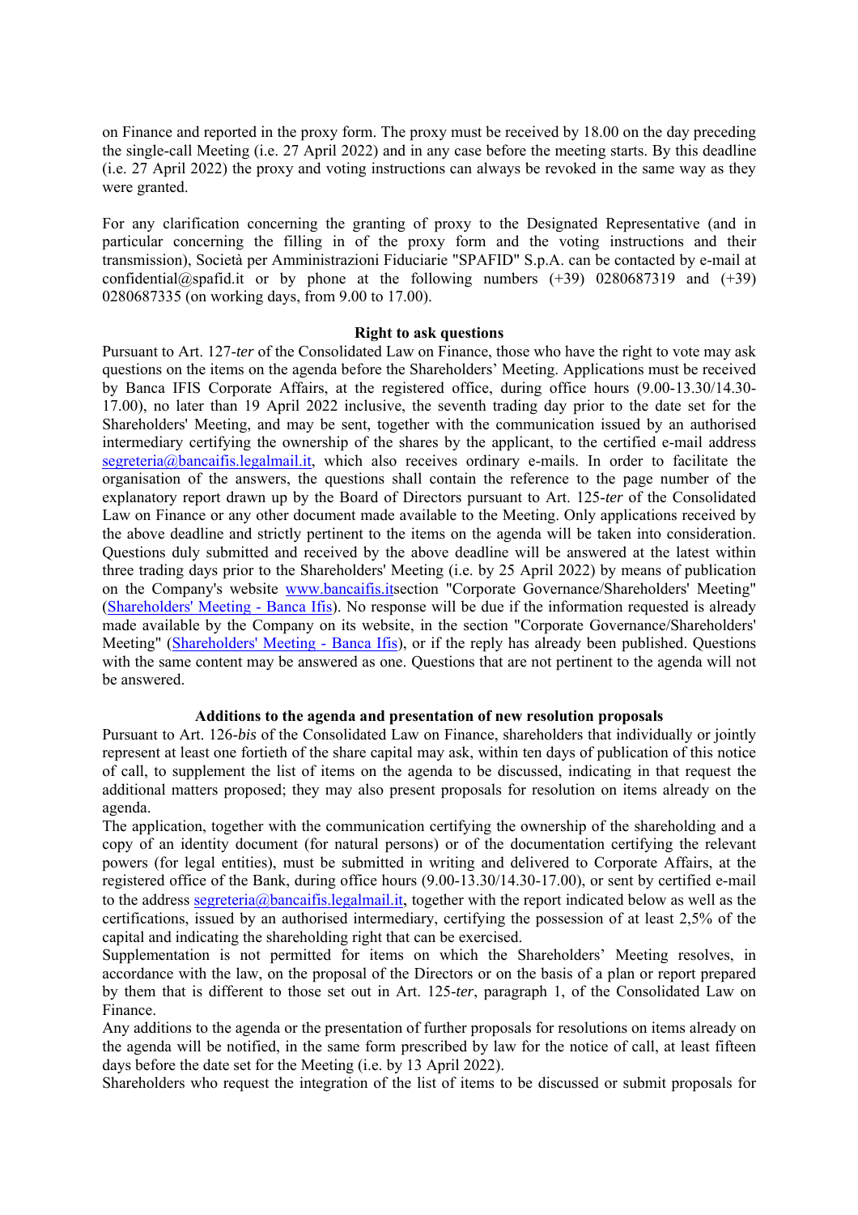on Finance and reported in the proxy form. The proxy must be received by 18.00 on the day preceding the single-call Meeting (i.e. 27 April 2022) and in any case before the meeting starts. By this deadline (i.e. 27 April 2022) the proxy and voting instructions can always be revoked in the same way as they were granted.

For any clarification concerning the granting of proxy to the Designated Representative (and in particular concerning the filling in of the proxy form and the voting instructions and their transmission), Società per Amministrazioni Fiduciarie "SPAFID" S.p.A. can be contacted by e-mail at confidential@spafid.it or by phone at the following numbers (+39) 0280687319 and (+39) 0280687335 (on working days, from 9.00 to 17.00).

**Right to ask questions**

Pursuant to Art. 127-*ter* of the Consolidated Law on Finance, those who have the right to vote may ask questions on the items on the agenda before the Shareholders' Meeting. Applications must be received by Banca IFIS Corporate Affairs, at the registered office, during office hours (9.00-13.30/14.30-17.00), no later than 19 April 2022 inclusive, the seventh trading day prior to the date set for the Shareholders' Meeting, and may be sent, together with the communication issued by an authorised intermediary certifying the ownership of the shares by the applicant, to the certified e-mail address segreteria@bancaifis.legalmail.it, which also receives ordinary e-mails. In order to facilitate the organisation of the answers, the questions shall contain the reference to the page number of the explanatory report drawn up by the Board of Directors pursuant to Art. 125-*ter* of the Consolidated Law on Finance or any other document made available to the Meeting. Only applications received by the above deadline and strictly pertinent to the items on the agenda will be taken into consideration. Questions duly submitted and received by the above deadline will be answered at the latest within three trading days prior to the Shareholders' Meeting (i.e. by 25 April 2022) by means of publication on the Company's website www.bancaifis.itsection "Corporate Governance/Shareholders' Meeting" (Shareholders' Meeting - Banca Ifis). No response will be due if the information requested is already made available by the Company on its website, in the section "Corporate Governance/Shareholders' Meeting" (Shareholders' Meeting - Banca Ifis), or if the reply has already been published. Questions with the same content may be answered as one. Questions that are not pertinent to the agenda will not be answered.

**Additions to the agenda and presentation of new resolution proposals**

Pursuant to Art. 126-*bis* of the Consolidated Law on Finance, shareholders that individually or jointly represent at least one fortieth of the share capital may ask, within ten days of publication of this notice of call, to supplement the list of items on the agenda to be discussed, indicating in that request the additional matters proposed; they may also present proposals for resolution on items already on the agenda.

The application, together with the communication certifying the ownership of the shareholding and a copy of an identity document (for natural persons) or of the documentation certifying the relevant powers (for legal entities), must be submitted in writing and delivered to Corporate Affairs, at the registered office of the Bank, during office hours (9.00-13.30/14.30-17.00), or sent by certified e-mail to the address segreteria@bancaifis.legalmail.it, together with the report indicated below as well as the certifications, issued by an authorised intermediary, certifying the possession of at least 2,5% of the capital and indicating the shareholding right that can be exercised.

Supplementation is not permitted for items on which the Shareholders' Meeting resolves, in accordance with the law, on the proposal of the Directors or on the basis of a plan or report prepared by them that is different to those set out in Art. 125-*ter*, paragraph 1, of the Consolidated Law on Finance.

Any additions to the agenda or the presentation of further proposals for resolutions on items already on the agenda will be notified, in the same form prescribed by law for the notice of call, at least fifteen days before the date set for the Meeting (i.e. by 13 April 2022).

Shareholders who request the integration of the list of items to be discussed or submit proposals for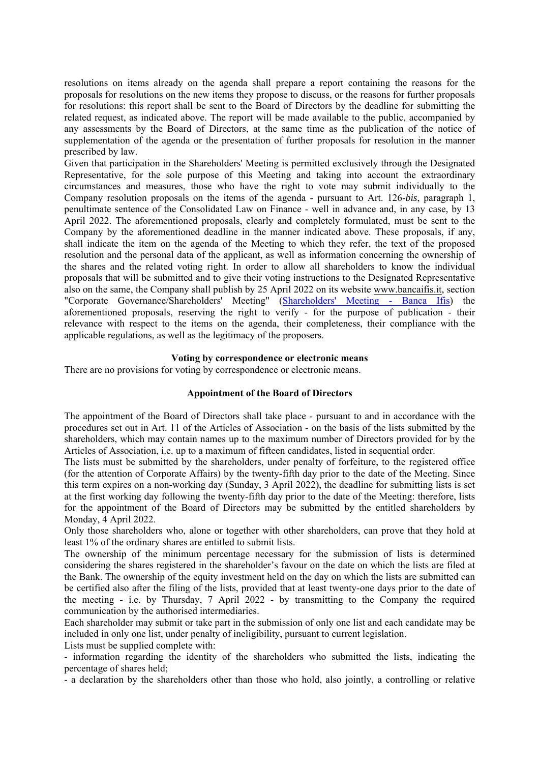resolutions on items already on the agenda shall prepare a report containing the reasons for the proposals for resolutions on the new items they propose to discuss, or the reasons for further proposals for resolutions: this report shall be sent to the Board of Directors by the deadline for submitting the related request, as indicated above. The report will be made available to the public, accompanied by any assessments by the Board of Directors, at the same time as the publication of the notice of supplementation of the agenda or the presentation of further proposals for resolution in the manner prescribed by law.

Given that participation in the Shareholders' Meeting is permitted exclusively through the Designated Representative, for the sole purpose of this Meeting and taking into account the extraordinary circumstances and measures, those who have the right to vote may submit individually to the Company resolution proposals on the items of the agenda - pursuant to Art. 126-*bis*, paragraph 1, penultimate sentence of the Consolidated Law on Finance - well in advance and, in any case, by 13 April 2022. The aforementioned proposals, clearly and completely formulated, must be sent to the Company by the aforementioned deadline in the manner indicated above. These proposals, if any, shall indicate the item on the agenda of the Meeting to which they refer, the text of the proposed resolution and the personal data of the applicant, as well as information concerning the ownership of the shares and the related voting right. In order to allow all shareholders to know the individual proposals that will be submitted and to give their voting instructions to the Designated Representative also on the same, the Company shall publish by 25 April 2022 on its website www.bancaifis.it, section "Corporate Governance/Shareholders' Meeting" (Shareholders' Meeting - Banca Ifis) the aforementioned proposals, reserving the right to verify - for the purpose of publication - their relevance with respect to the items on the agenda, their completeness, their compliance with the applicable regulations, as well as the legitimacy of the proposers.

**Voting by correspondence or electronic means**

There are no provisions for voting by correspondence or electronic means.

**Appointment of the Board of Directors**

The appointment of the Board of Directors shall take place - pursuant to and in accordance with the procedures set out in Art. 11 of the Articles of Association - on the basis of the lists submitted by the shareholders, which may contain names up to the maximum number of Directors provided for by the Articles of Association, i.e. up to a maximum of fifteen candidates, listed in sequential order.

The lists must be submitted by the shareholders, under penalty of forfeiture, to the registered office (for the attention of Corporate Affairs) by the twenty-fifth day prior to the date of the Meeting. Since this term expires on a non-working day (Sunday, 3 April 2022), the deadline for submitting lists is set at the first working day following the twenty-fifth day prior to the date of the Meeting: therefore, lists for the appointment of the Board of Directors may be submitted by the entitled shareholders by Monday, 4 April 2022.

Only those shareholders who, alone or together with other shareholders, can prove that they hold at least 1% of the ordinary shares are entitled to submit lists.

The ownership of the minimum percentage necessary for the submission of lists is determined considering the shares registered in the shareholder's favour on the date on which the lists are filed at the Bank. The ownership of the equity investment held on the day on which the lists are submitted can be certified also after the filing of the lists, provided that at least twenty-one days prior to the date of the meeting - i.e. by Thursday, 7 April 2022 - by transmitting to the Company the required communication by the authorised intermediaries.

Each shareholder may submit or take part in the submission of only one list and each candidate may be included in only one list, under penalty of ineligibility, pursuant to current legislation.

Lists must be supplied complete with:

- information regarding the identity of the shareholders who submitted the lists, indicating the percentage of shares held;
- a declaration by the shareholders other than those who hold, also jointly, a controlling or relative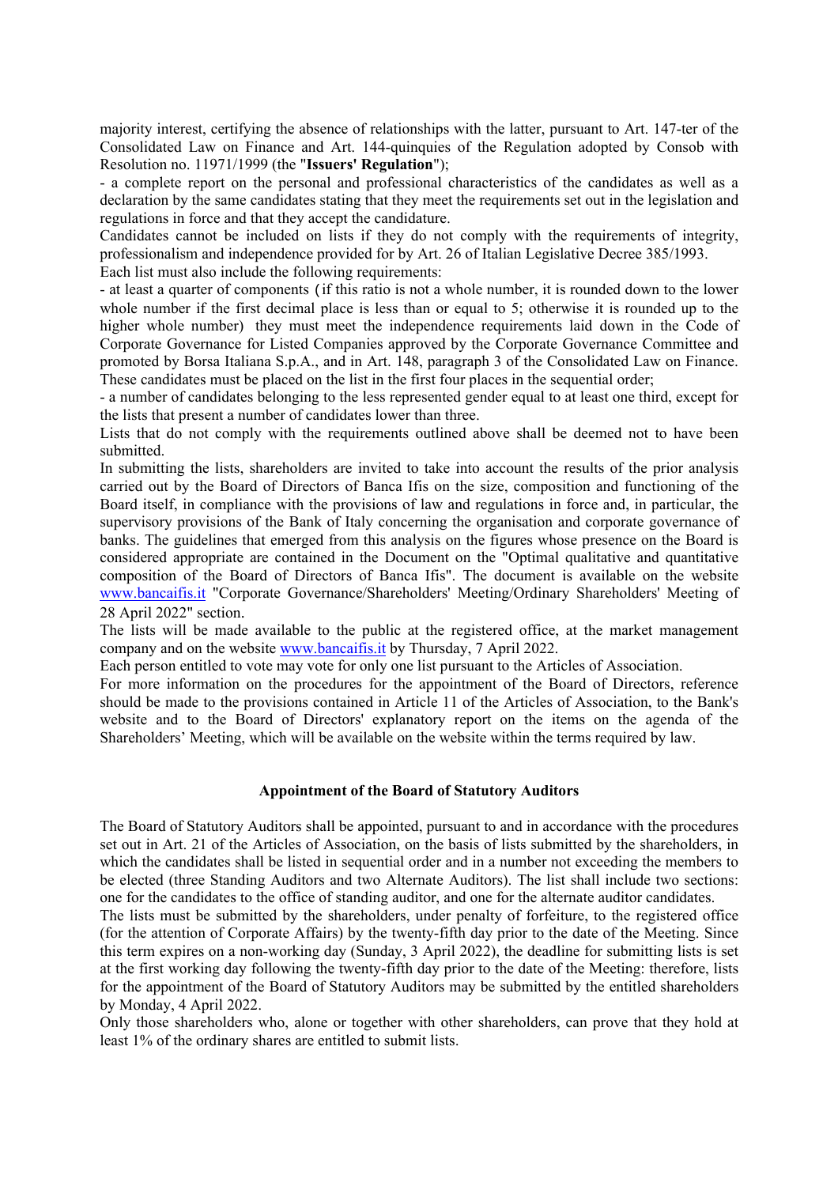majority interest, certifying the absence of relationships with the latter, pursuant to Art. 147-ter of the Consolidated Law on Finance and Art. 144-quinquies of the Regulation adopted by Consob with Resolution no. 11971/1999 (the "**Issuers' Regulation**");

- a complete report on the personal and professional characteristics of the candidates as well as a declaration by the same candidates stating that they meet the requirements set out in the legislation and regulations in force and that they accept the candidature.

Candidates cannot be included on lists if they do not comply with the requirements of integrity, professionalism and independence provided for by Art. 26 of Italian Legislative Decree 385/1993.

Each list must also include the following requirements:

- at least a quarter of components (if this ratio is not a whole number, it is rounded down to the lower whole number if the first decimal place is less than or equal to 5; otherwise it is rounded up to the higher whole number) they must meet the independence requirements laid down in the Code of Corporate Governance for Listed Companies approved by the Corporate Governance Committee and promoted by Borsa Italiana S.p.A., and in Art. 148, paragraph 3 of the Consolidated Law on Finance. These candidates must be placed on the list in the first four places in the sequential order;
- a number of candidates belonging to the less represented gender equal to at least one third, except for the lists that present a number of candidates lower than three.

Lists that do not comply with the requirements outlined above shall be deemed not to have been submitted.

In submitting the lists, shareholders are invited to take into account the results of the prior analysis carried out by the Board of Directors of Banca Ifis on the size, composition and functioning of the Board itself, in compliance with the provisions of law and regulations in force and, in particular, the supervisory provisions of the Bank of Italy concerning the organisation and corporate governance of banks. The guidelines that emerged from this analysis on the figures whose presence on the Board is considered appropriate are contained in the Document on the "Optimal qualitative and quantitative composition of the Board of Directors of Banca Ifis". The document is available on the website www.bancaifis.it "Corporate Governance/Shareholders' Meeting/Ordinary Shareholders' Meeting of 28 April 2022" section.

The lists will be made available to the public at the registered office, at the market management company and on the website www.bancaifis.it by Thursday, 7 April 2022.

Each person entitled to vote may vote for only one list pursuant to the Articles of Association.

For more information on the procedures for the appointment of the Board of Directors, reference should be made to the provisions contained in Article 11 of the Articles of Association, to the Bank's website and to the Board of Directors' explanatory report on the items on the agenda of the Shareholders' Meeting, which will be available on the website within the terms required by law.

## Appointment of the Board of Statutory Auditors

The Board of Statutory Auditors shall be appointed, pursuant to and in accordance with the procedures set out in Art. 21 of the Articles of Association, on the basis of lists submitted by the shareholders, in which the candidates shall be listed in sequential order and in a number not exceeding the members to be elected (three Standing Auditors and two Alternate Auditors). The list shall include two sections: one for the candidates to the office of standing auditor, and one for the alternate auditor candidates.

The lists must be submitted by the shareholders, under penalty of forfeiture, to the registered office (for the attention of Corporate Affairs) by the twenty-fifth day prior to the date of the Meeting. Since this term expires on a non-working day (Sunday, 3 April 2022), the deadline for submitting lists is set at the first working day following the twenty-fifth day prior to the date of the Meeting: therefore, lists for the appointment of the Board of Statutory Auditors may be submitted by the entitled shareholders by Monday, 4 April 2022.

Only those shareholders who, alone or together with other shareholders, can prove that they hold at least 1% of the ordinary shares are entitled to submit lists.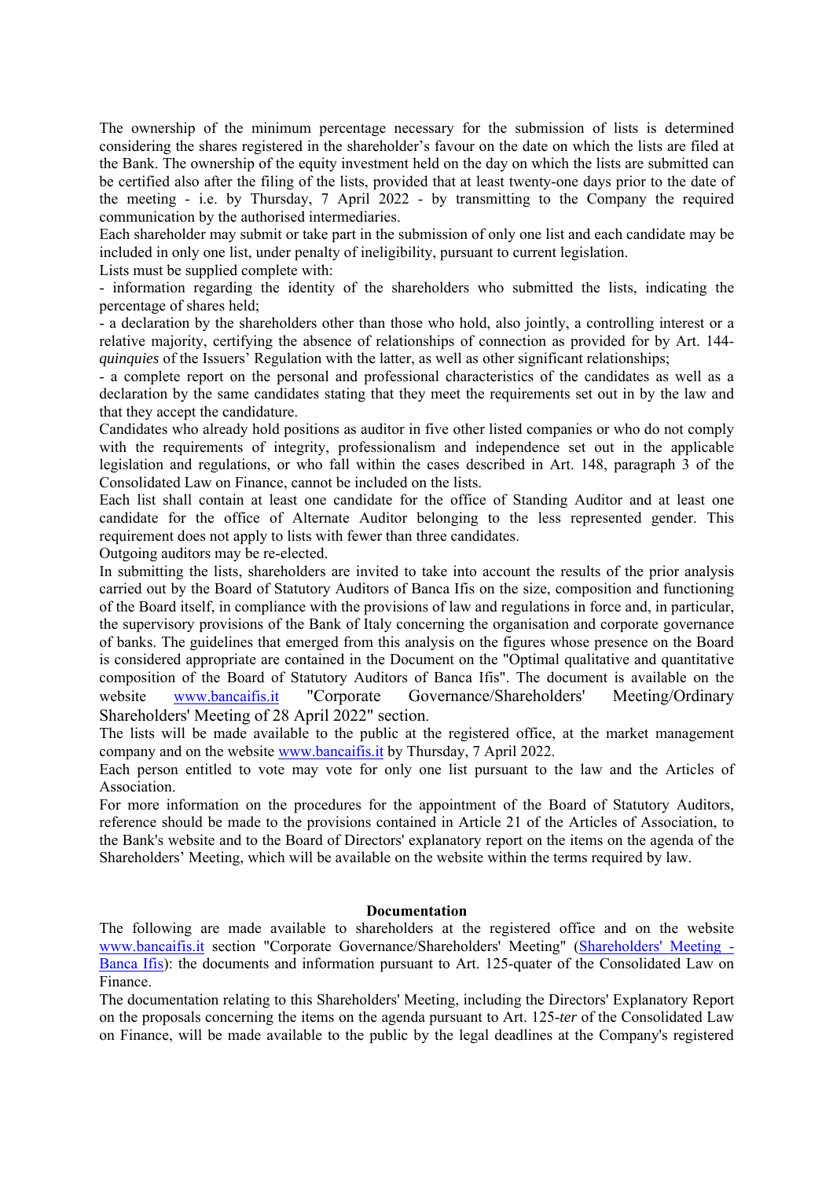The ownership of the minimum percentage necessary for the submission of lists is determined considering the shares registered in the shareholder's favour on the date on which the lists are filed at the Bank. The ownership of the equity investment held on the day on which the lists are submitted can be certified also after the filing of the lists, provided that at least twenty-one days prior to the date of the meeting - i.e. by Thursday, 7 April 2022 - by transmitting to the Company the required communication by the authorised intermediaries.

Each shareholder may submit or take part in the submission of only one list and each candidate may be included in only one list, under penalty of ineligibility, pursuant to current legislation.

Lists must be supplied complete with:

- information regarding the identity of the shareholders who submitted the lists, indicating the percentage of shares held;
- a declaration by the shareholders other than those who hold, also jointly, a controlling interest or a relative majority, certifying the absence of relationships of connection as provided for by Art. 144-*quinquies* of the Issuers' Regulation with the latter, as well as other significant relationships;
- a complete report on the personal and professional characteristics of the candidates as well as a declaration by the same candidates stating that they meet the requirements set out in by the law and that they accept the candidature.

Candidates who already hold positions as auditor in five other listed companies or who do not comply with the requirements of integrity, professionalism and independence set out in the applicable legislation and regulations, or who fall within the cases described in Art. 148, paragraph 3 of the Consolidated Law on Finance, cannot be included on the lists.

Each list shall contain at least one candidate for the office of Standing Auditor and at least one candidate for the office of Alternate Auditor belonging to the less represented gender. This requirement does not apply to lists with fewer than three candidates.

Outgoing auditors may be re-elected.

In submitting the lists, shareholders are invited to take into account the results of the prior analysis carried out by the Board of Statutory Auditors of Banca Ifis on the size, composition and functioning of the Board itself, in compliance with the provisions of law and regulations in force and, in particular, the supervisory provisions of the Bank of Italy concerning the organisation and corporate governance of banks. The guidelines that emerged from this analysis on the figures whose presence on the Board is considered appropriate are contained in the Document on the "Optimal qualitative and quantitative composition of the Board of Statutory Auditors of Banca Ifis". The document is available on the website www.bancaifis.it "Corporate Governance/Shareholders' Meeting/Ordinary Shareholders' Meeting of 28 April 2022" section.

The lists will be made available to the public at the registered office, at the market management company and on the website www.bancaifis.it by Thursday, 7 April 2022.

Each person entitled to vote may vote for only one list pursuant to the law and the Articles of Association.

For more information on the procedures for the appointment of the Board of Statutory Auditors, reference should be made to the provisions contained in Article 21 of the Articles of Association, to the Bank's website and to the Board of Directors' explanatory report on the items on the agenda of the Shareholders' Meeting, which will be available on the website within the terms required by law.

## Documentation

The following are made available to shareholders at the registered office and on the website www.bancaifis.it section "Corporate Governance/Shareholders' Meeting" (Shareholders' Meeting - Banca Ifis): the documents and information pursuant to Art. 125-quater of the Consolidated Law on Finance.

The documentation relating to this Shareholders' Meeting, including the Directors' Explanatory Report on the proposals concerning the items on the agenda pursuant to Art. 125-*ter* of the Consolidated Law on Finance, will be made available to the public by the legal deadlines at the Company's registered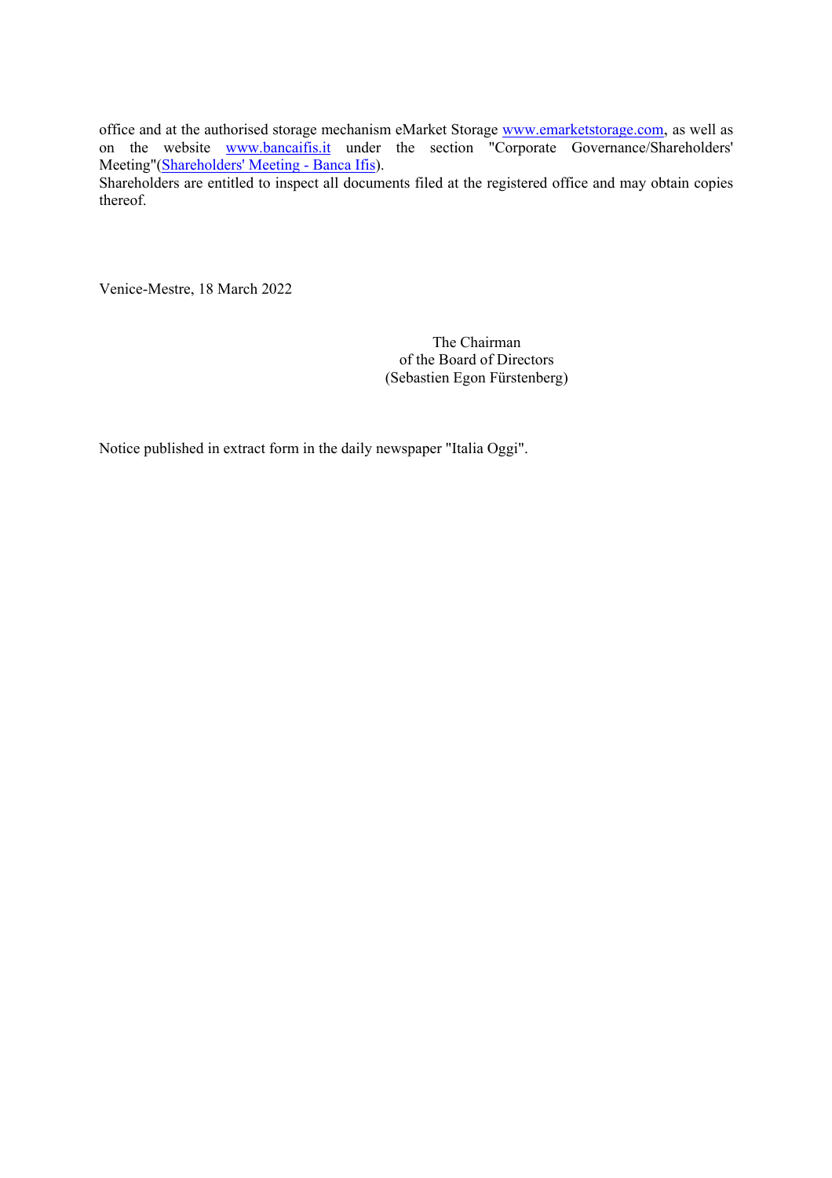office and at the authorised storage mechanism eMarket Storage www.emarketstorage.com, as well as on the website www.bancaifis.it under the section "Corporate Governance/Shareholders' Meeting"(Shareholders' Meeting - Banca Ifis).

Shareholders are entitled to inspect all documents filed at the registered office and may obtain copies thereof.

Venice-Mestre, 18 March 2022

The Chairman
of the Board of Directors
(Sebastien Egon Fürstenberg)

Notice published in extract form in the daily newspaper "Italia Oggi".